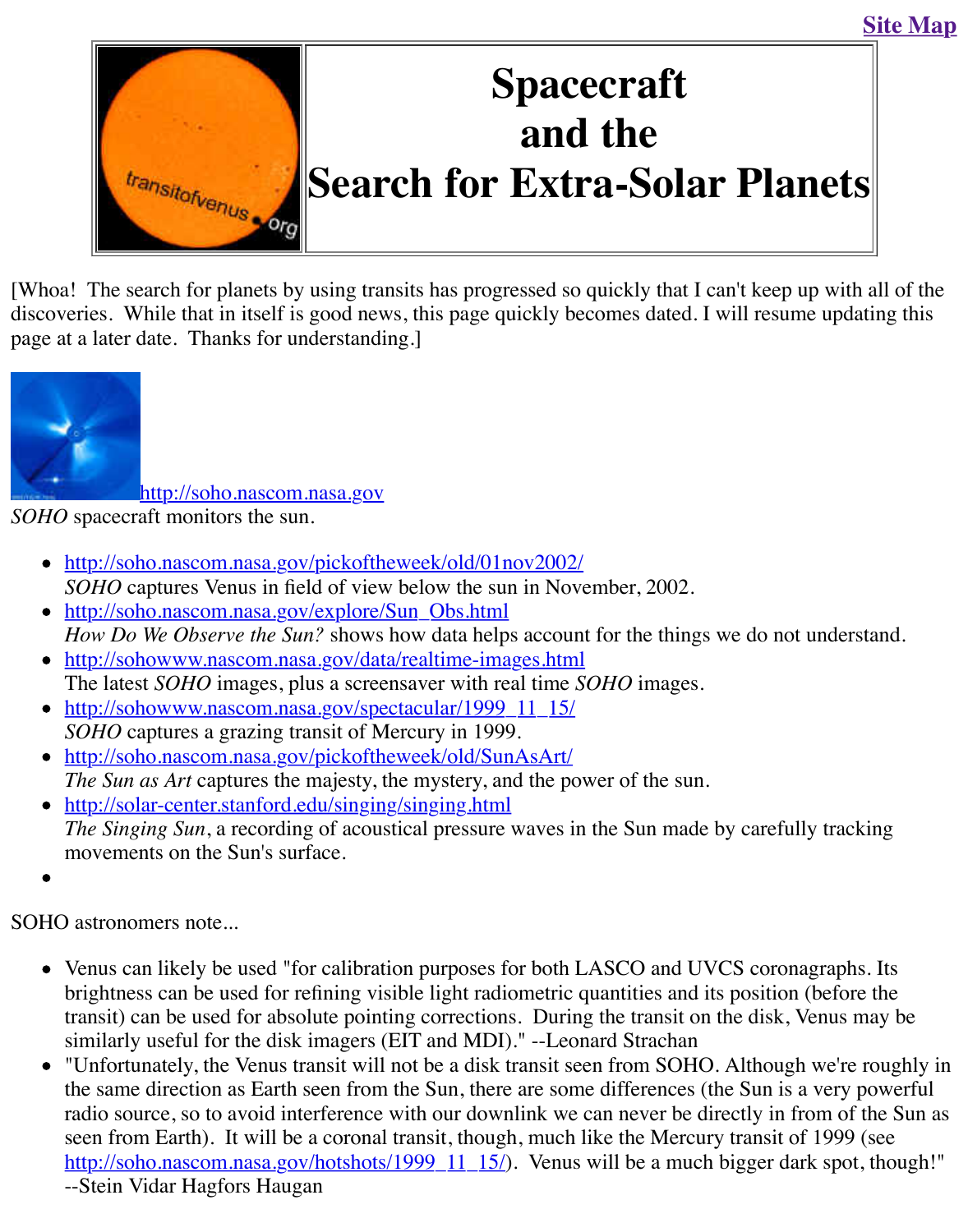Site Map

# Spacecraft and the Search for Extra-Solar Planets

[Whoa! The search for planets by using transits has progressed so quickly that I can't keep up with all of the discoveries. While that in itself is good news, this page quickly becomes dated. I will resume updating this page at a later date. Thanks for understanding.]

http://soho.nascom.nasa.gov
*SOHO* spacecraft monitors the sun.

- http://soho.nascom.nasa.gov/pickoftheweek/old/01nov2002/
  *SOHO* captures Venus in field of view below the sun in November, 2002.
- http://soho.nascom.nasa.gov/explore/Sun_Obs.html
  *How Do We Observe the Sun?* shows how data helps account for the things we do not understand.
- http://sohowww.nascom.nasa.gov/data/realtime-images.html
  The latest *SOHO* images, plus a screensaver with real time *SOHO* images.
- http://sohowww.nascom.nasa.gov/spectacular/1999_11_15/
  *SOHO* captures a grazing transit of Mercury in 1999.
- http://soho.nascom.nasa.gov/pickoftheweek/old/SunAsArt/
  *The Sun as Art* captures the majesty, the mystery, and the power of the sun.
- http://solar-center.stanford.edu/singing/singing.html
  *The Singing Sun*, a recording of acoustical pressure waves in the Sun made by carefully tracking movements on the Sun's surface.

SOHO astronomers note...

- Venus can likely be used "for calibration purposes for both LASCO and UVCS coronagraphs. Its brightness can be used for refining visible light radiometric quantities and its position (before the transit) can be used for absolute pointing corrections. During the transit on the disk, Venus may be similarly useful for the disk imagers (EIT and MDI)." --Leonard Strachan
- "Unfortunately, the Venus transit will not be a disk transit seen from SOHO. Although we're roughly in the same direction as Earth seen from the Sun, there are some differences (the Sun is a very powerful radio source, so to avoid interference with our downlink we can never be directly in from of the Sun as seen from Earth). It will be a coronal transit, though, much like the Mercury transit of 1999 (see http://soho.nascom.nasa.gov/hotshots/1999_11_15/). Venus will be a much bigger dark spot, though!" --Stein Vidar Hagfors Haugan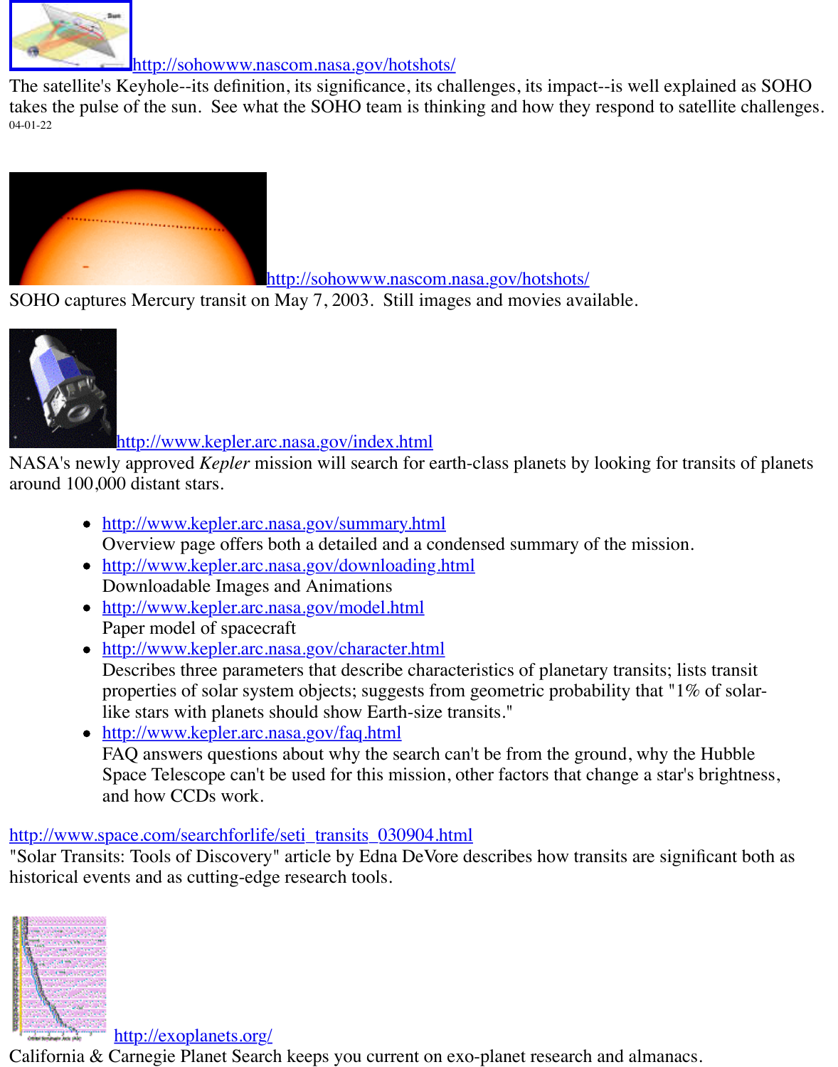http://sohowww.nascom.nasa.gov/hotshots/

The satellite's Keyhole--its definition, its significance, its challenges, its impact--is well explained as SOHO takes the pulse of the sun. See what the SOHO team is thinking and how they respond to satellite challenges.

04-01-22

http://sohowww.nascom.nasa.gov/hotshots/

SOHO captures Mercury transit on May 7, 2003. Still images and movies available.

http://www.kepler.arc.nasa.gov/index.html

NASA's newly approved *Kepler* mission will search for earth-class planets by looking for transits of planets around 100,000 distant stars.

- http://www.kepler.arc.nasa.gov/summary.html
  Overview page offers both a detailed and a condensed summary of the mission.
- http://www.kepler.arc.nasa.gov/downloading.html
  Downloadable Images and Animations
- http://www.kepler.arc.nasa.gov/model.html
  Paper model of spacecraft
- http://www.kepler.arc.nasa.gov/character.html
  Describes three parameters that describe characteristics of planetary transits; lists transit properties of solar system objects; suggests from geometric probability that "1% of solar-like stars with planets should show Earth-size transits."
- http://www.kepler.arc.nasa.gov/faq.html
  FAQ answers questions about why the search can't be from the ground, why the Hubble Space Telescope can't be used for this mission, other factors that change a star's brightness, and how CCDs work.

http://www.space.com/searchforlife/seti_transits_030904.html

"Solar Transits: Tools of Discovery" article by Edna DeVore describes how transits are significant both as historical events and as cutting-edge research tools.

http://exoplanets.org/

California & Carnegie Planet Search keeps you current on exo-planet research and almanacs.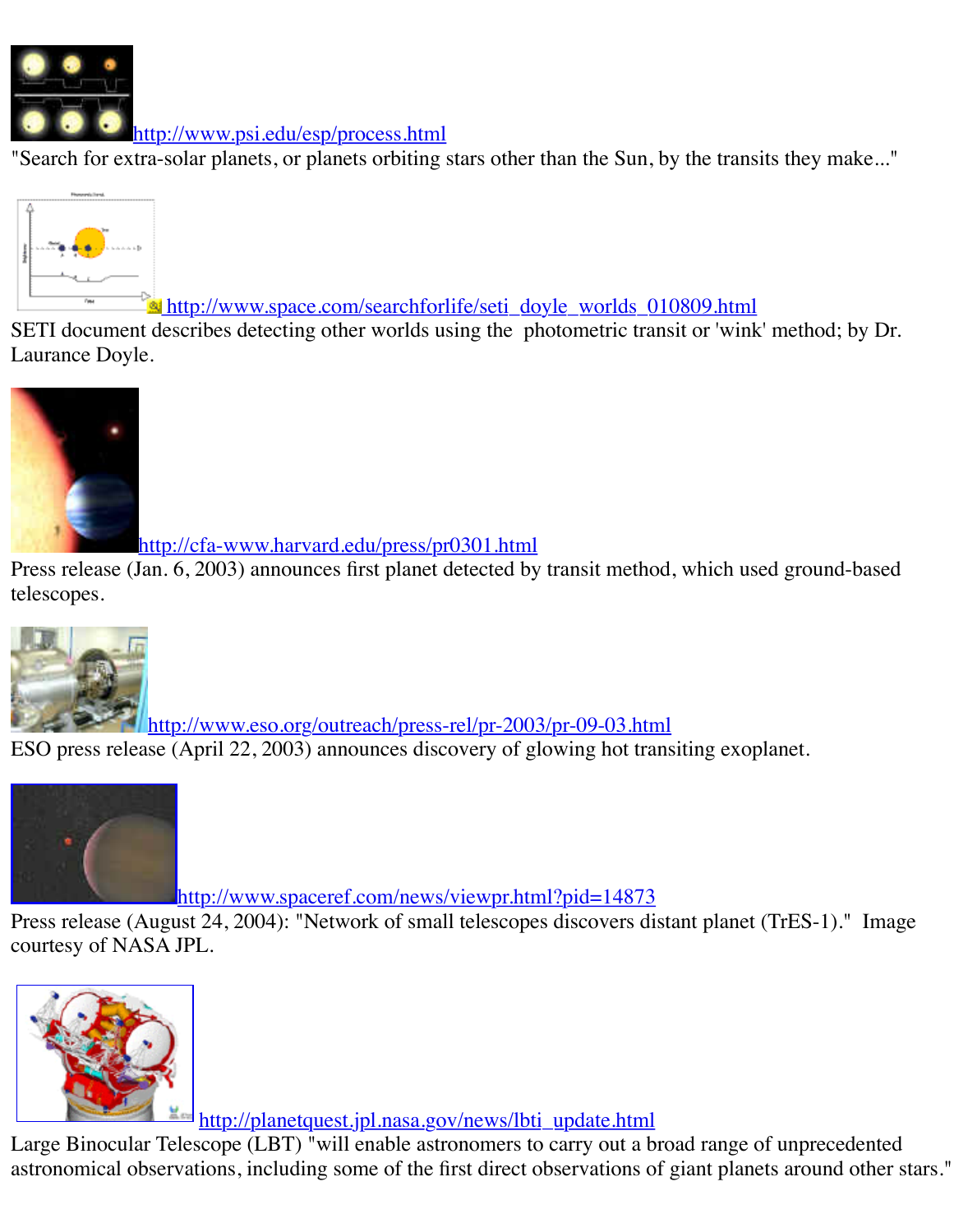http://www.psi.edu/esp/process.html

"Search for extra-solar planets, or planets orbiting stars other than the Sun, by the transits they make..."

http://www.space.com/searchforlife/seti_doyle_worlds_010809.html

SETI document describes detecting other worlds using the photometric transit or 'wink' method; by Dr. Laurance Doyle.

http://cfa-www.harvard.edu/press/pr0301.html

Press release (Jan. 6, 2003) announces first planet detected by transit method, which used ground-based telescopes.

http://www.eso.org/outreach/press-rel/pr-2003/pr-09-03.html

ESO press release (April 22, 2003) announces discovery of glowing hot transiting exoplanet.

http://www.spaceref.com/news/viewpr.html?pid=14873

Press release (August 24, 2004): "Network of small telescopes discovers distant planet (TrES-1)." Image courtesy of NASA JPL.

http://planetquest.jpl.nasa.gov/news/lbti_update.html

Large Binocular Telescope (LBT) "will enable astronomers to carry out a broad range of unprecedented astronomical observations, including some of the first direct observations of giant planets around other stars."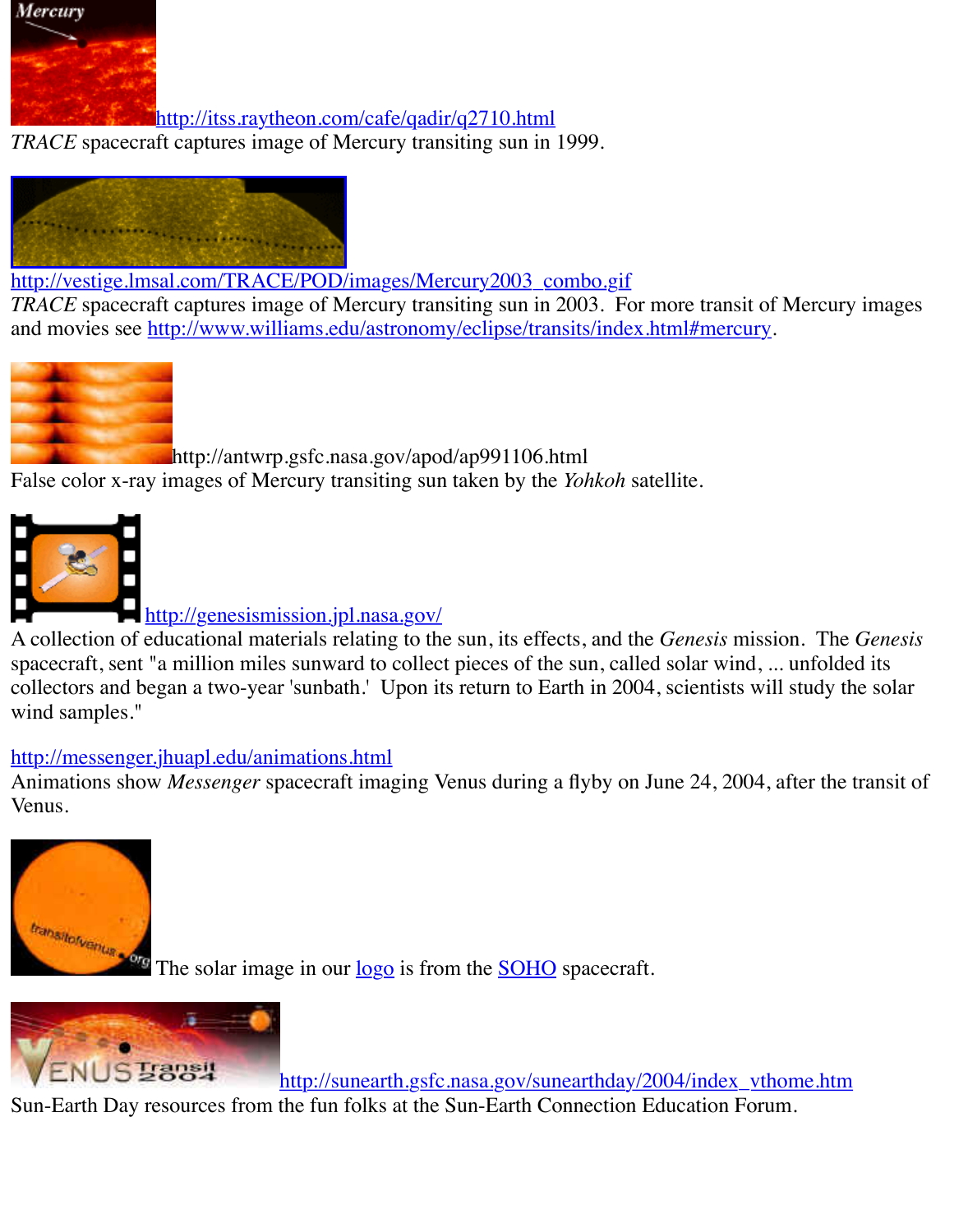http://itss.raytheon.com/cafe/qadir/q2710.html
*TRACE* spacecraft captures image of Mercury transiting sun in 1999.

http://vestige.lmsal.com/TRACE/POD/images/Mercury2003_combo.gif
*TRACE* spacecraft captures image of Mercury transiting sun in 2003. For more transit of Mercury images and movies see http://www.williams.edu/astronomy/eclipse/transits/index.html#mercury.

http://antwrp.gsfc.nasa.gov/apod/ap991106.html
False color x-ray images of Mercury transiting sun taken by the *Yohkoh* satellite.

http://genesismission.jpl.nasa.gov/
A collection of educational materials relating to the sun, its effects, and the *Genesis* mission. The *Genesis* spacecraft, sent "a million miles sunward to collect pieces of the sun, called solar wind, ... unfolded its collectors and began a two-year 'sunbath.' Upon its return to Earth in 2004, scientists will study the solar wind samples."

http://messenger.jhuapl.edu/animations.html
Animations show *Messenger* spacecraft imaging Venus during a flyby on June 24, 2004, after the transit of Venus.

The solar image in our logo is from the SOHO spacecraft.

http://sunearth.gsfc.nasa.gov/sunearthday/2004/index_vthome.htm
Sun-Earth Day resources from the fun folks at the Sun-Earth Connection Education Forum.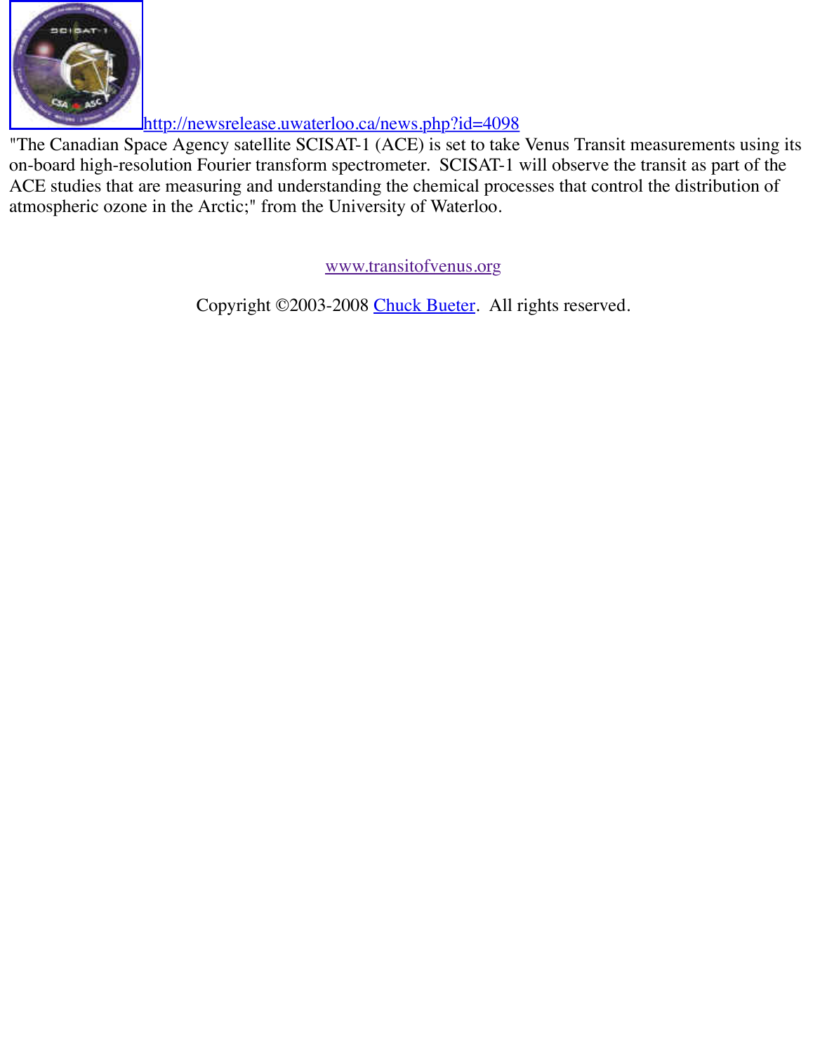http://newsrelease.uwaterloo.ca/news.php?id=4098

"The Canadian Space Agency satellite SCISAT-1 (ACE) is set to take Venus Transit measurements using its on-board high-resolution Fourier transform spectrometer. SCISAT-1 will observe the transit as part of the ACE studies that are measuring and understanding the chemical processes that control the distribution of atmospheric ozone in the Arctic;" from the University of Waterloo.

www.transitofvenus.org

Copyright ©2003-2008 Chuck Bueter. All rights reserved.